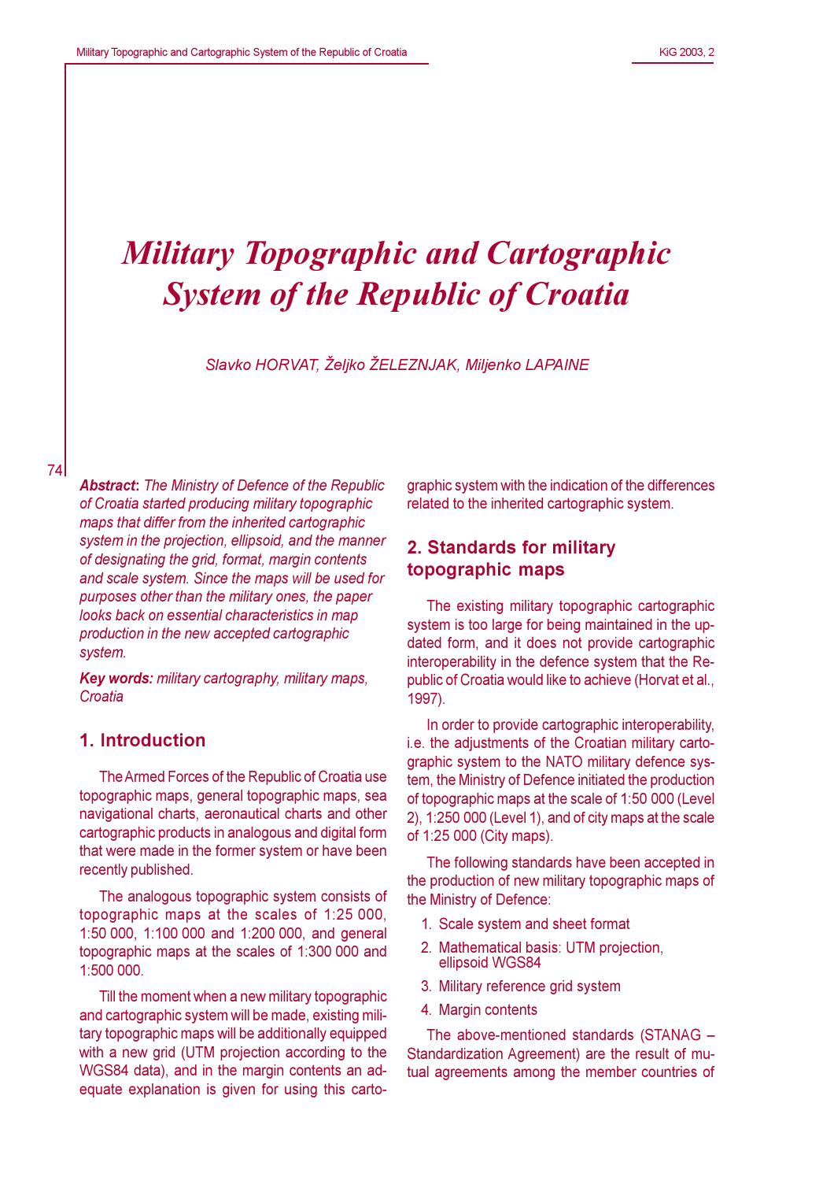# Military Topographic and Cartographic System of the Republic of Croatia

*Slavko HORVAT, Željko ŽELEZNJAK, Miljenko LAPAINE*

***Abstract**: The Ministry of Defence of the Republic of Croatia started producing military topographic maps that differ from the inherited cartographic system in the projection, ellipsoid, and the manner of designating the grid, format, margin contents and scale system. Since the maps will be used for purposes other than the military ones, the paper looks back on essential characteristics in map production in the new accepted cartographic system.*

***Key words:** military cartography, military maps, Croatia*

## 1. Introduction

The Armed Forces of the Republic of Croatia use topographic maps, general topographic maps, sea navigational charts, aeronautical charts and other cartographic products in analogous and digital form that were made in the former system or have been recently published.

The analogous topographic system consists of topographic maps at the scales of 1:25 000, 1:50 000, 1:100 000 and 1:200 000, and general topographic maps at the scales of 1:300 000 and 1:500 000.

Till the moment when a new military topographic and cartographic system will be made, existing military topographic maps will be additionally equipped with a new grid (UTM projection according to the WGS84 data), and in the margin contents an adequate explanation is given for using this cartographic system with the indication of the differences related to the inherited cartographic system.

## 2. Standards for military topographic maps

The existing military topographic cartographic system is too large for being maintained in the updated form, and it does not provide cartographic interoperability in the defence system that the Republic of Croatia would like to achieve (Horvat et al., 1997).

In order to provide cartographic interoperability, i.e. the adjustments of the Croatian military cartographic system to the NATO military defence system, the Ministry of Defence initiated the production of topographic maps at the scale of 1:50 000 (Level 2), 1:250 000 (Level 1), and of city maps at the scale of 1:25 000 (City maps).

The following standards have been accepted in the production of new military topographic maps of the Ministry of Defence:

1. Scale system and sheet format
2. Mathematical basis: UTM projection, ellipsoid WGS84
3. Military reference grid system
4. Margin contents

The above-mentioned standards (STANAG – Standardization Agreement) are the result of mutual agreements among the member countries of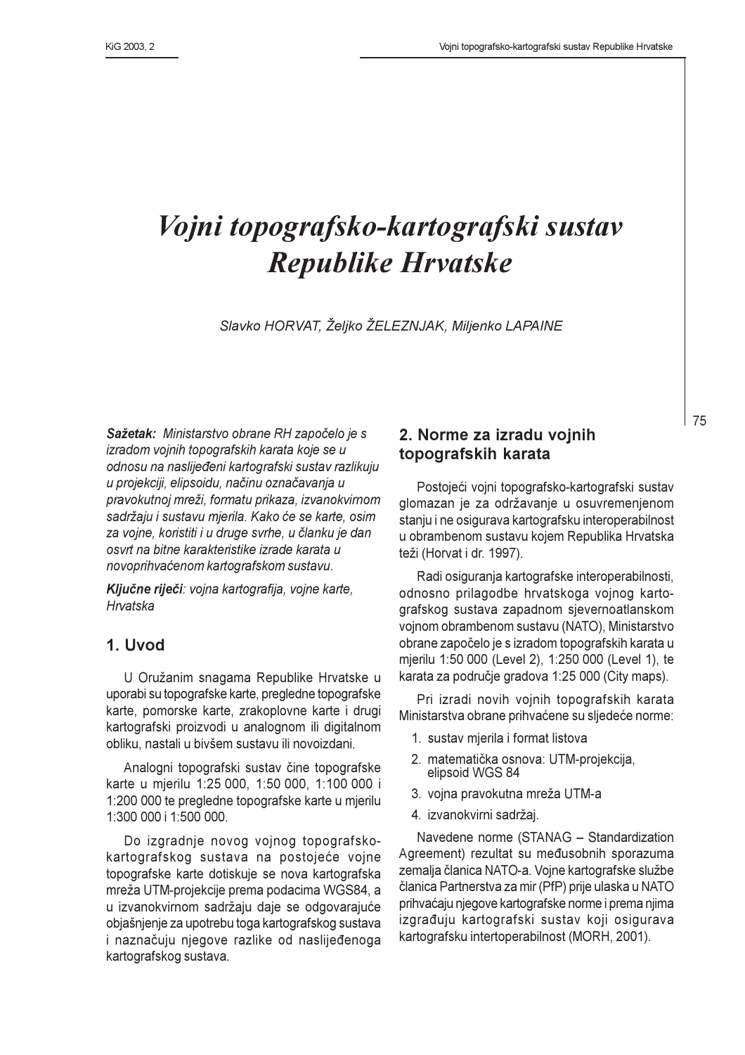# *Vojni topografsko-kartografski sustav Republike Hrvatske*

Slavko HORVAT, Željko ŽELEZNJAK, Miljenko LAPAINE

***Sažetak:*** *Ministarstvo obrane RH započelo je s izradom vojnih topografskih karata koje se u odnosu na naslijeđeni kartografski sustav razlikuju u projekciji, elipsoidu, načinu označavanja u pravokutnoj mreži, formatu prikaza, izvanokvirnom sadržaju i sustavu mjerila. Kako će se karte, osim za vojne, koristiti i u druge svrhe, u članku je dan osvrt na bitne karakteristike izrade karata u novoprihvaćenom kartografskom sustavu.*

***Ključne riječi****: vojna kartografija, vojne karte, Hrvatska*

## 1. Uvod

U Oružanim snagama Republike Hrvatske u uporabi su topografske karte, pregledne topografske karte, pomorske karte, zrakoplovne karte i drugi kartografski proizvodi u analognom ili digitalnom obliku, nastali u bivšem sustavu ili novoizdani.

Analogni topografski sustav čine topografske karte u mjerilu 1:25 000, 1:50 000, 1:100 000 i 1:200 000 te pregledne topografske karte u mjerilu 1:300 000 i 1:500 000.

Do izgradnje novog vojnog topografsko-kartografskog sustava na postojeće vojne topografske karte dotiskuje se nova kartografska mreža UTM-projekcije prema podacima WGS84, a u izvanokvirnom sadržaju daje se odgovarajuće objašnjenje za upotrebu toga kartografskog sustava i naznačuju njegove razlike od naslijeđenoga kartografskog sustava.

## 2. Norme za izradu vojnih topografskih karata

Postojeći vojni topografsko-kartografski sustav glomazan je za održavanje u osuvremenjenom stanju i ne osigurava kartografsku interoperabilnost u obrambenom sustavu kojem Republika Hrvatska teži (Horvat i dr. 1997).

Radi osiguranja kartografske interoperabilnosti, odnosno prilagodbe hrvatskoga vojnog kartografskog sustava zapadnom sjevernoatlanskom vojnom obrambenom sustavu (NATO), Ministarstvo obrane započelo je s izradom topografskih karata u mjerilu 1:50 000 (Level 2), 1:250 000 (Level 1), te karata za područje gradova 1:25 000 (City maps).

Pri izradi novih vojnih topografskih karata Ministarstva obrane prihvaćene su sljedeće norme:

1. sustav mjerila i format listova
2. matematička osnova: UTM-projekcija, elipsoid WGS 84
3. vojna pravokutna mreža UTM-a
4. izvanokvirni sadržaj.

Navedene norme (STANAG – Standardization Agreement) rezultat su međusobnih sporazuma zemalja članica NATO-a. Vojne kartografske službe članica Partnerstva za mir (PfP) prije ulaska u NATO prihvaćaju njegove kartografske norme i prema njima izgrađuju kartografski sustav koji osigurava kartografsku intertoperabilnost (MORH, 2001).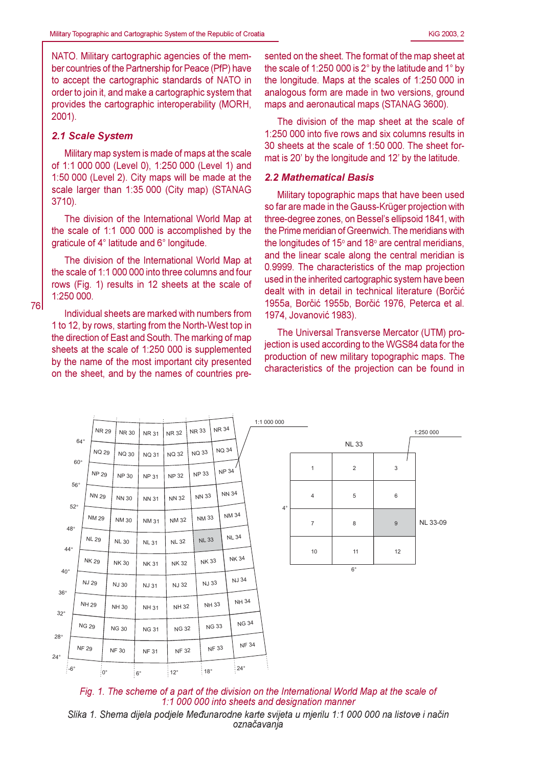NATO. Military cartographic agencies of the member countries of the Partnership for Peace (PfP) have to accept the cartographic standards of NATO in order to join it, and make a cartographic system that provides the cartographic interoperability (MORH, 2001).

### *2.1 Scale System*

Military map system is made of maps at the scale of 1:1 000 000 (Level 0), 1:250 000 (Level 1) and 1:50 000 (Level 2). City maps will be made at the scale larger than 1:35 000 (City map) (STANAG 3710).

The division of the International World Map at the scale of 1:1 000 000 is accomplished by the graticule of 4° latitude and 6° longitude.

The division of the International World Map at the scale of 1:1 000 000 into three columns and four rows (Fig. 1) results in 12 sheets at the scale of 1:250 000.

Individual sheets are marked with numbers from 1 to 12, by rows, starting from the North-West top in the direction of East and South. The marking of map sheets at the scale of 1:250 000 is supplemented by the name of the most important city presented on the sheet, and by the names of countries presented on the sheet. The format of the map sheet at the scale of 1:250 000 is 2° by the latitude and 1° by the longitude. Maps at the scales of 1:250 000 in analogous form are made in two versions, ground maps and aeronautical maps (STANAG 3600).

The division of the map sheet at the scale of 1:250 000 into five rows and six columns results in 30 sheets at the scale of 1:50 000. The sheet format is 20' by the longitude and 12' by the latitude.

### *2.2 Mathematical Basis*

Military topographic maps that have been used so far are made in the Gauss-Krüger projection with three-degree zones, on Bessel's ellipsoid 1841, with the Prime meridian of Greenwich. The meridians with the longitudes of 15° and 18° are central meridians, and the linear scale along the central meridian is 0.9999. The characteristics of the map projection used in the inherited cartographic system have been dealt with in detail in technical literature (Borčić 1955a, Borčić 1955b, Borčić 1976, Peterca et al. 1974, Jovanović 1983).

The Universal Transverse Mercator (UTM) projection is used according to the WGS84 data for the production of new military topographic maps. The characteristics of the projection can be found in

*Fig. 1. The scheme of a part of the division on the International World Map at the scale of 1:1 000 000 into sheets and designation manner*

*Slika 1. Shema dijela podjele Međunarodne karte svijeta u mjerilu 1:1 000 000 na listove i način označavanja*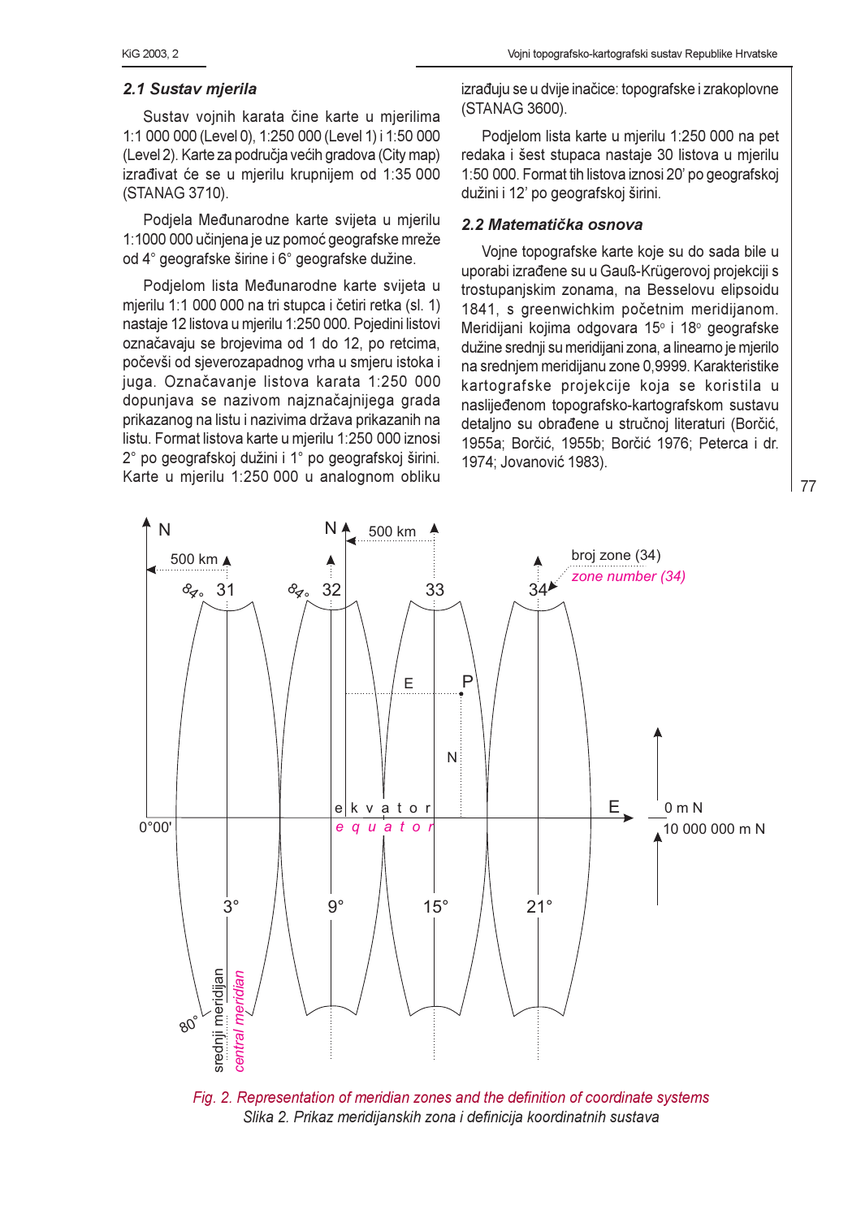### 2.1 Sustav mjerila

Sustav vojnih karata čine karte u mjerilima 1:1 000 000 (Level 0), 1:250 000 (Level 1) i 1:50 000 (Level 2). Karte za područja većih gradova (City map) izrađivat će se u mjerilu krupnijem od 1:35 000 (STANAG 3710).

Podjela Međunarodne karte svijeta u mjerilu 1:1000 000 učinjena je uz pomoć geografske mreže od 4° geografske širine i 6° geografske dužine.

Podjelom lista Međunarodne karte svijeta u mjerilu 1:1 000 000 na tri stupca i četiri retka (sl. 1) nastaje 12 listova u mjerilu 1:250 000. Pojedini listovi označavaju se brojevima od 1 do 12, po retcima, počevši od sjeverozapadnog vrha u smjeru istoka i juga. Označavanje listova karata 1:250 000 dopunjava se nazivom najznačajnijega grada prikazanog na listu i nazivima država prikazanih na listu. Format listova karte u mjerilu 1:250 000 iznosi 2° po geografskoj dužini i 1° po geografskoj širini. Karte u mjerilu 1:250 000 u analognom obliku izrađuju se u dvije inačice: topografske i zrakoplovne (STANAG 3600).

Podjelom lista karte u mjerilu 1:250 000 na pet redaka i šest stupaca nastaje 30 listova u mjerilu 1:50 000. Format tih listova iznosi 20' po geografskoj dužini i 12' po geografskoj širini.

### 2.2 Matematička osnova

Vojne topografske karte koje su do sada bile u uporabi izrađene su u Gauß-Krügerovoj projekciji s trostupanjskim zonama, na Besselovu elipsoidu 1841, s greenwichkim početnim meridijanom. Meridijani kojima odgovara 15° i 18° geografske dužine srednji su meridijani zona, a linearno je mjerilo na srednjem meridijanu zone 0,9999. Karakteristike kartografske projekcije koja se koristila u naslijeđenom topografsko-kartografskom sustavu detaljno su obrađene u stručnoj literaturi (Borčić, 1955a; Borčić, 1955b; Borčić 1976; Peterca i dr. 1974; Jovanović 1983).

*Fig. 2. Representation of meridian zones and the definition of coordinate systems*

*Slika 2. Prikaz meridijanskih zona i definicija koordinatnih sustava*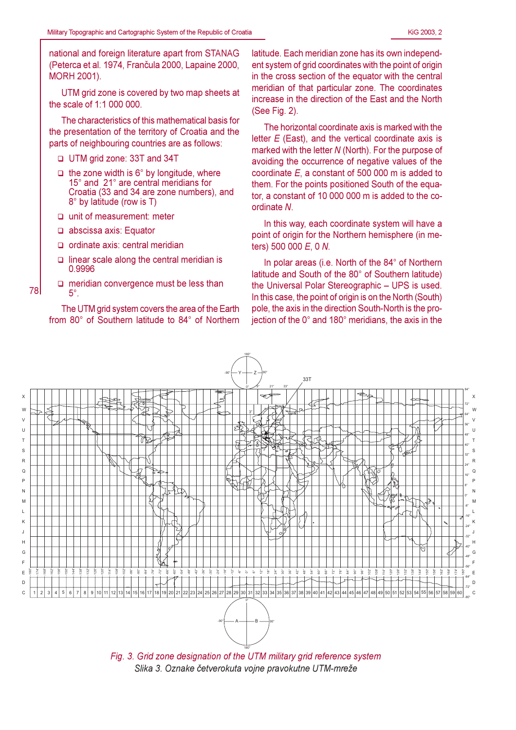national and foreign literature apart from STANAG (Peterca et al. 1974, Frančula 2000, Lapaine 2000, MORH 2001).

UTM grid zone is covered by two map sheets at the scale of 1:1 000 000.

The characteristics of this mathematical basis for the presentation of the territory of Croatia and the parts of neighbouring countries are as follows:

- UTM grid zone: 33T and 34T
- the zone width is 6° by longitude, where 15° and 21° are central meridians for Croatia (33 and 34 are zone numbers), and 8° by latitude (row is T)
- unit of measurement: meter
- abscissa axis: Equator
- ordinate axis: central meridian
- linear scale along the central meridian is 0.9996
- meridian convergence must be less than 5°.

The UTM grid system covers the area of the Earth from 80° of Southern latitude to 84° of Northern latitude. Each meridian zone has its own independent system of grid coordinates with the point of origin in the cross section of the equator with the central meridian of that particular zone. The coordinates increase in the direction of the East and the North (See Fig. 2).

The horizontal coordinate axis is marked with the letter *E* (East), and the vertical coordinate axis is marked with the letter *N* (North). For the purpose of avoiding the occurrence of negative values of the coordinate *E*, a constant of 500 000 m is added to them. For the points positioned South of the equator, a constant of 10 000 000 m is added to the coordinate *N*.

In this way, each coordinate system will have a point of origin for the Northern hemisphere (in meters) 500 000 *E*, 0 *N*.

In polar areas (i.e. North of the 84° of Northern latitude and South of the 80° of Southern latitude) the Universal Polar Stereographic – UPS is used. In this case, the point of origin is on the North (South) pole, the axis in the direction South-North is the projection of the 0° and 180° meridians, the axis in the

*Fig. 3. Grid zone designation of the UTM military grid reference system*

*Slika 3. Oznake četverokuta vojne pravokutne UTM-mreže*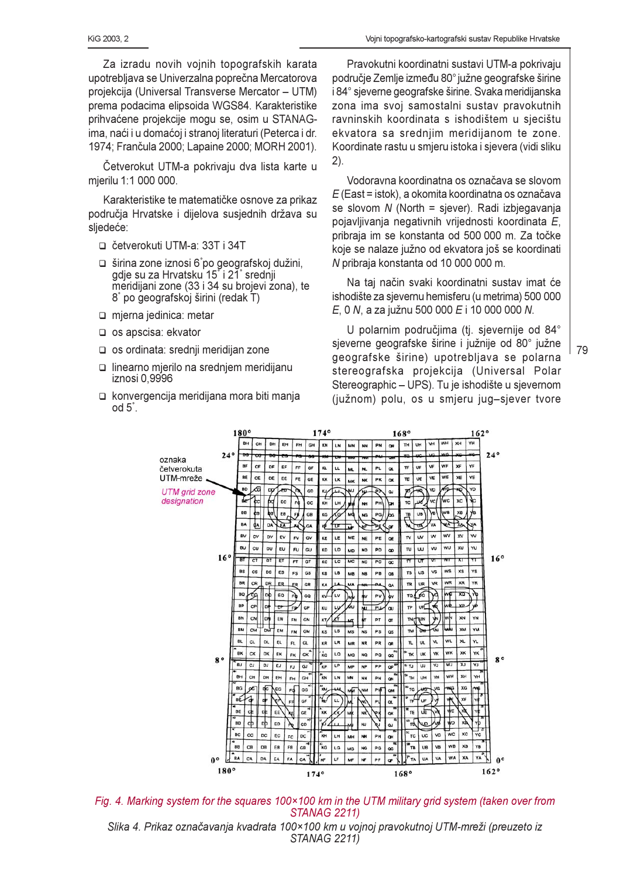Za izradu novih vojnih topografskih karata upotrebljava se Univerzalna poprečna Mercatorova projekcija (Universal Transverse Mercator – UTM) prema podacima elipsoida WGS84. Karakteristike prihvaćene projekcije mogu se, osim u STANAG-ima, naći i u domaćoj i stranoj literaturi (Peterca i dr. 1974; Frančula 2000; Lapaine 2000; MORH 2001).

Četverokut UTM-a pokrivaju dva lista karte u mjerilu 1:1 000 000.

Karakteristike te matematičke osnove za prikaz područja Hrvatske i dijelova susjednih država su sljedeće:

- četverokuti UTM-a: 33T i 34T
- širina zone iznosi 6˚po geografskoj dužini, gdje su za Hrvatsku 15˚ i 21˚ srednji meridijani zone (33 i 34 su brojevi zona), te 8˚ po geografskoj širini (redak T)
- mjerna jedinica: metar
- os apscisa: ekvator
- os ordinata: srednji meridijan zone
- linearno mjerilo na srednjem meridijanu iznosi 0,9996
- konvergencija meridijana mora biti manja od 5˚.

Pravokutni koordinatni sustavi UTM-a pokrivaju područje Zemlje između 80° južne geografske širine i 84° sjeverne geografske širine. Svaka meridijanska zona ima svoj samostalni sustav pravokutnih ravninskih koordinata s ishodištem u sjecištu ekvatora sa srednjim meridijanom te zone. Koordinate rastu u smjeru istoka i sjevera (vidi sliku 2).

Vodoravna koordinatna os označava se slovom *E* (East = istok), a okomita koordinatna os označava se slovom *N* (North = sjever). Radi izbjegavanja pojavljivanja negativnih vrijednosti koordinata *E*, pribraja im se konstanta od 500 000 m. Za točke koje se nalaze južno od ekvatora još se koordinati *N* pribraja konstanta od 10 000 000 m.

Na taj način svaki koordinatni sustav imat će ishodište za sjevernu hemisferu (u metrima) 500 000 *E*, 0 *N*, a za južnu 500 000 *E* i 10 000 000 *N*.

U polarnim područjima (tj. sjevernije od 84° sjeverne geografske širine i južnije od 80° južne geografske širine) upotrebljava se polarna stereografska projekcija (Universal Polar Stereographic – UPS). Tu je ishodište u sjevernom (južnom) polu, os u smjeru jug–sjever tvore

*Fig. 4. Marking system for the squares 100×100 km in the UTM military grid system (taken over from STANAG 2211)*

*Slika 4. Prikaz označavanja kvadrata 100×100 km u vojnoj pravokutnoj UTM-mreži (preuzeto iz STANAG 2211)*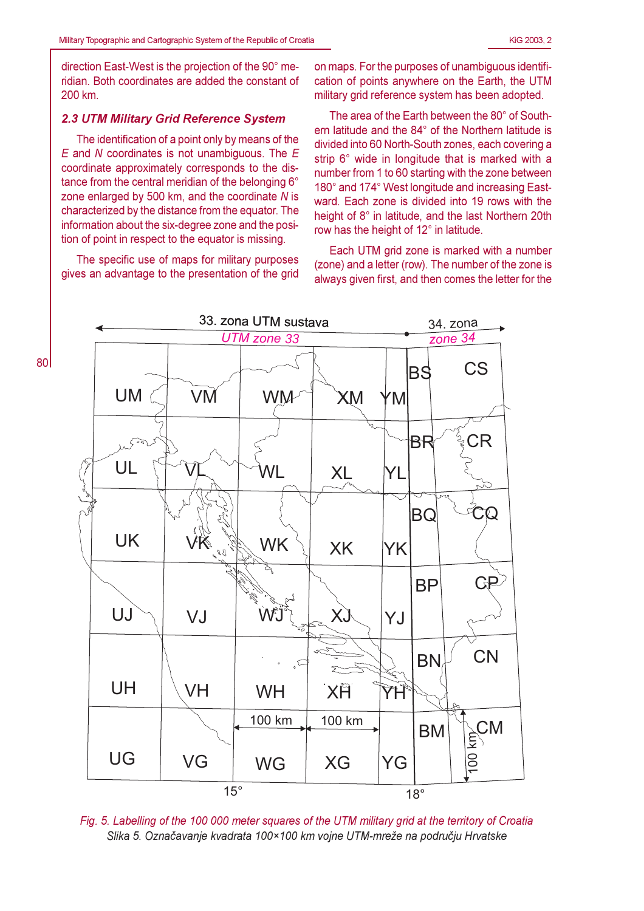direction East-West is the projection of the 90° meridian. Both coordinates are added the constant of 200 km.

### *2.3 UTM Military Grid Reference System*

The identification of a point only by means of the *E* and *N* coordinates is not unambiguous. The *E* coordinate approximately corresponds to the distance from the central meridian of the belonging 6° zone enlarged by 500 km, and the coordinate *N* is characterized by the distance from the equator. The information about the six-degree zone and the position of point in respect to the equator is missing.

The specific use of maps for military purposes gives an advantage to the presentation of the grid on maps. For the purposes of unambiguous identification of points anywhere on the Earth, the UTM military grid reference system has been adopted.

The area of the Earth between the 80° of Southern latitude and the 84° of the Northern latitude is divided into 60 North-South zones, each covering a strip 6° wide in longitude that is marked with a number from 1 to 60 starting with the zone between 180° and 174° West longitude and increasing Eastward. Each zone is divided into 19 rows with the height of 8° in latitude, and the last Northern 20th row has the height of 12° in latitude.

Each UTM grid zone is marked with a number (zone) and a letter (row). The number of the zone is always given first, and then comes the letter for the

*Fig. 5. Labelling of the 100 000 meter squares of the UTM military grid at the territory of Croatia*
*Slika 5. Označavanje kvadrata 100×100 km vojne UTM-mreže na području Hrvatske*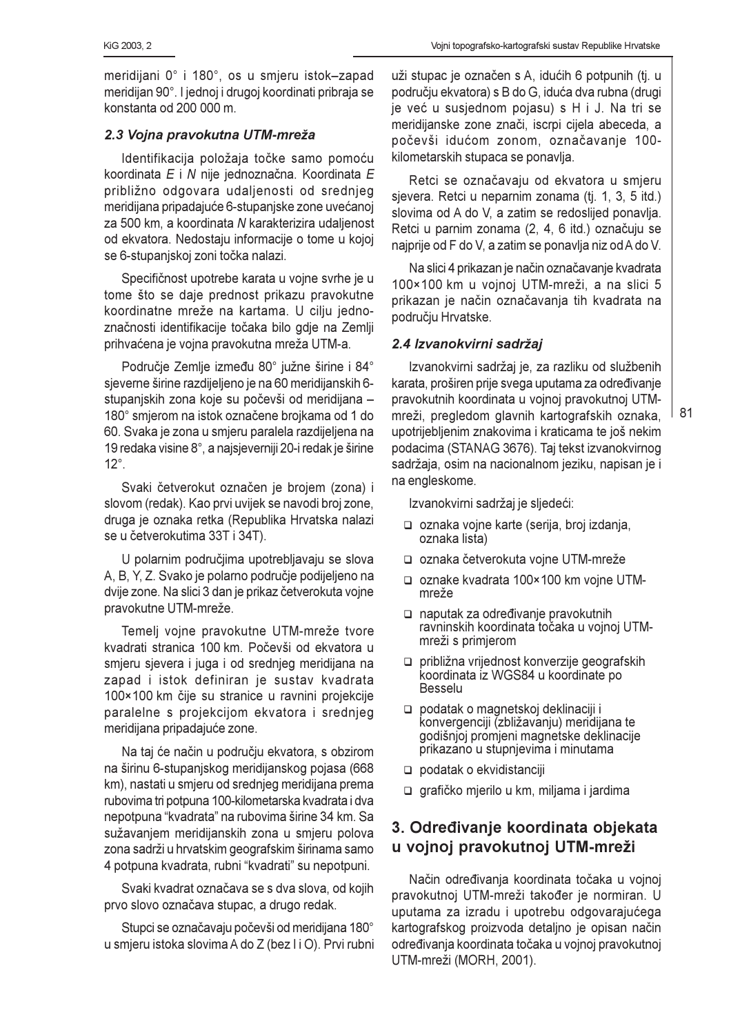meridijani 0° i 180°, os u smjeru istok–zapad meridijan 90°. I jednoj i drugoj koordinati pribraja se konstanta od 200 000 m.

### *2.3 Vojna pravokutna UTM-mreža*

Identifikacija položaja točke samo pomoću koordinata *E* i *N* nije jednoznačna. Koordinata *E* približno odgovara udaljenosti od srednjeg meridijana pripadajuće 6-stupanjske zone uvećanoj za 500 km, a koordinata *N* karakterizira udaljenost od ekvatora. Nedostaju informacije o tome u kojoj se 6-stupanjskoj zoni točka nalazi.

Specifičnost upotrebe karata u vojne svrhe je u tome što se daje prednost prikazu pravokutne koordinatne mreže na kartama. U cilju jednoznačnosti identifikacije točaka bilo gdje na Zemlji prihvaćena je vojna pravokutna mreža UTM-a.

Područje Zemlje između 80° južne širine i 84° sjeverne širine razdijeljeno je na 60 meridijanskih 6-stupanjskih zona koje su počevši od meridijana –180° smjerom na istok označene brojkama od 1 do 60. Svaka je zona u smjeru paralela razdijeljena na 19 redaka visine 8°, a najsjeverniji 20-i redak je širine 12°.

Svaki četverokut označen je brojem (zona) i slovom (redak). Kao prvi uvijek se navodi broj zone, druga je oznaka retka (Republika Hrvatska nalazi se u četverokutima 33T i 34T).

U polarnim područjima upotrebljavaju se slova A, B, Y, Z. Svako je polarno područje podijeljeno na dvije zone. Na slici 3 dan je prikaz četverokuta vojne pravokutne UTM-mreže.

Temelj vojne pravokutne UTM-mreže tvore kvadrati stranica 100 km. Počevši od ekvatora u smjeru sjevera i juga i od srednjeg meridijana na zapad i istok definiran je sustav kvadrata 100×100 km čije su stranice u ravnini projekcije paralelne s projekcijom ekvatora i srednjeg meridijana pripadajuće zone.

Na taj će način u području ekvatora, s obzirom na širinu 6-stupanjskog meridijanskog pojasa (668 km), nastati u smjeru od srednjeg meridijana prema rubovima tri potpuna 100-kilometarska kvadrata i dva nepotpuna "kvadrata" na rubovima širine 34 km. Sa sužavanjem meridijanskih zona u smjeru polova zona sadrži u hrvatskim geografskim širinama samo 4 potpuna kvadrata, rubni "kvadrati" su nepotpuni.

Svaki kvadrat označava se s dva slova, od kojih prvo slovo označava stupac, a drugo redak.

Stupci se označavaju počevši od meridijana 180° u smjeru istoka slovima A do Z (bez I i O). Prvi rubni uži stupac je označen s A, idućih 6 potpunih (tj. u području ekvatora) s B do G, iduća dva rubna (drugi je već u susjednom pojasu) s H i J. Na tri se meridijanske zone znači, iscrpi cijela abeceda, a počevši idućom zonom, označavanje 100-kilometarskih stupaca se ponavlja.

Retci se označavaju od ekvatora u smjeru sjevera. Retci u neparnim zonama (tj. 1, 3, 5 itd.) slovima od A do V, a zatim se redoslijed ponavlja. Retci u parnim zonama (2, 4, 6 itd.) označuju se najprije od F do V, a zatim se ponavlja niz od A do V.

Na slici 4 prikazan je način označavanje kvadrata 100×100 km u vojnoj UTM-mreži, a na slici 5 prikazan je način označavanja tih kvadrata na području Hrvatske.

### *2.4 Izvanokvirni sadržaj*

Izvanokvirni sadržaj je, za razliku od službenih karata, proširen prije svega uputama za određivanje pravokutnih koordinata u vojnoj pravokutnoj UTM-mreži, pregledom glavnih kartografskih oznaka, upotrijebljenim znakovima i kraticama te još nekim podacima (STANAG 3676). Taj tekst izvanokvirnog sadržaja, osim na nacionalnom jeziku, napisan je i na engleskome.

Izvanokvirni sadržaj je sljedeći:

- oznaka vojne karte (serija, broj izdanja, oznaka lista)
- oznaka četverokuta vojne UTM-mreže
- oznake kvadrata 100×100 km vojne UTM-mreže
- naputak za određivanje pravokutnih ravninskih koordinata točaka u vojnoj UTM-mreži s primjerom
- približna vrijednost konverzije geografskih koordinata iz WGS84 u koordinate po Besselu
- podatak o magnetskoj deklinaciji i konvergenciji (zbližavanju) meridijana te godišnjoj promjeni magnetske deklinacije prikazano u stupnjevima i minutama
- podatak o ekvidistanciji
- grafičko mjerilo u km, miljama i jardima

## 3. Određivanje koordinata objekata u vojnoj pravokutnoj UTM-mreži

Način određivanja koordinata točaka u vojnoj pravokutnoj UTM-mreži također je normiran. U uputama za izradu i upotrebu odgovarajućega kartografskog proizvoda detaljno je opisan način određivanja koordinata točaka u vojnoj pravokutnoj UTM-mreži (MORH, 2001).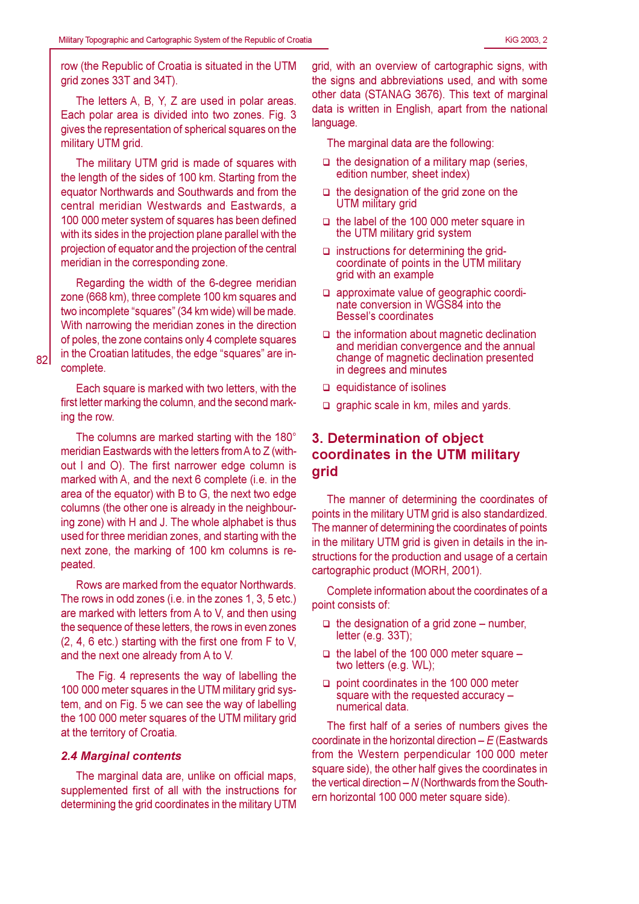row (the Republic of Croatia is situated in the UTM grid zones 33T and 34T).

The letters A, B, Y, Z are used in polar areas. Each polar area is divided into two zones. Fig. 3 gives the representation of spherical squares on the military UTM grid.

The military UTM grid is made of squares with the length of the sides of 100 km. Starting from the equator Northwards and Southwards and from the central meridian Westwards and Eastwards, a 100 000 meter system of squares has been defined with its sides in the projection plane parallel with the projection of equator and the projection of the central meridian in the corresponding zone.

Regarding the width of the 6-degree meridian zone (668 km), three complete 100 km squares and two incomplete "squares" (34 km wide) will be made. With narrowing the meridian zones in the direction of poles, the zone contains only 4 complete squares in the Croatian latitudes, the edge "squares" are incomplete.

Each square is marked with two letters, with the first letter marking the column, and the second marking the row.

The columns are marked starting with the 180° meridian Eastwards with the letters from A to Z (without I and O). The first narrower edge column is marked with A, and the next 6 complete (i.e. in the area of the equator) with B to G, the next two edge columns (the other one is already in the neighbouring zone) with H and J. The whole alphabet is thus used for three meridian zones, and starting with the next zone, the marking of 100 km columns is repeated.

Rows are marked from the equator Northwards. The rows in odd zones (i.e. in the zones 1, 3, 5 etc.) are marked with letters from A to V, and then using the sequence of these letters, the rows in even zones (2, 4, 6 etc.) starting with the first one from F to V, and the next one already from A to V.

The Fig. 4 represents the way of labelling the 100 000 meter squares in the UTM military grid system, and on Fig. 5 we can see the way of labelling the 100 000 meter squares of the UTM military grid at the territory of Croatia.

### *2.4 Marginal contents*

The marginal data are, unlike on official maps, supplemented first of all with the instructions for determining the grid coordinates in the military UTM grid, with an overview of cartographic signs, with the signs and abbreviations used, and with some other data (STANAG 3676). This text of marginal data is written in English, apart from the national language.

The marginal data are the following:

- the designation of a military map (series, edition number, sheet index)
- the designation of the grid zone on the UTM military grid
- the label of the 100 000 meter square in the UTM military grid system
- instructions for determining the grid-coordinate of points in the UTM military grid with an example
- approximate value of geographic coordinate conversion in WGS84 into the Bessel's coordinates
- the information about magnetic declination and meridian convergence and the annual change of magnetic declination presented in degrees and minutes
- equidistance of isolines
- graphic scale in km, miles and yards.

## 3. Determination of object coordinates in the UTM military grid

The manner of determining the coordinates of points in the military UTM grid is also standardized. The manner of determining the coordinates of points in the military UTM grid is given in details in the instructions for the production and usage of a certain cartographic product (MORH, 2001).

Complete information about the coordinates of a point consists of:

- the designation of a grid zone – number, letter (e.g. 33T);
- the label of the 100 000 meter square – two letters (e.g. WL);
- point coordinates in the 100 000 meter square with the requested accuracy – numerical data.

The first half of a series of numbers gives the coordinate in the horizontal direction – *E* (Eastwards from the Western perpendicular 100 000 meter square side), the other half gives the coordinates in the vertical direction – *N* (Northwards from the Southern horizontal 100 000 meter square side).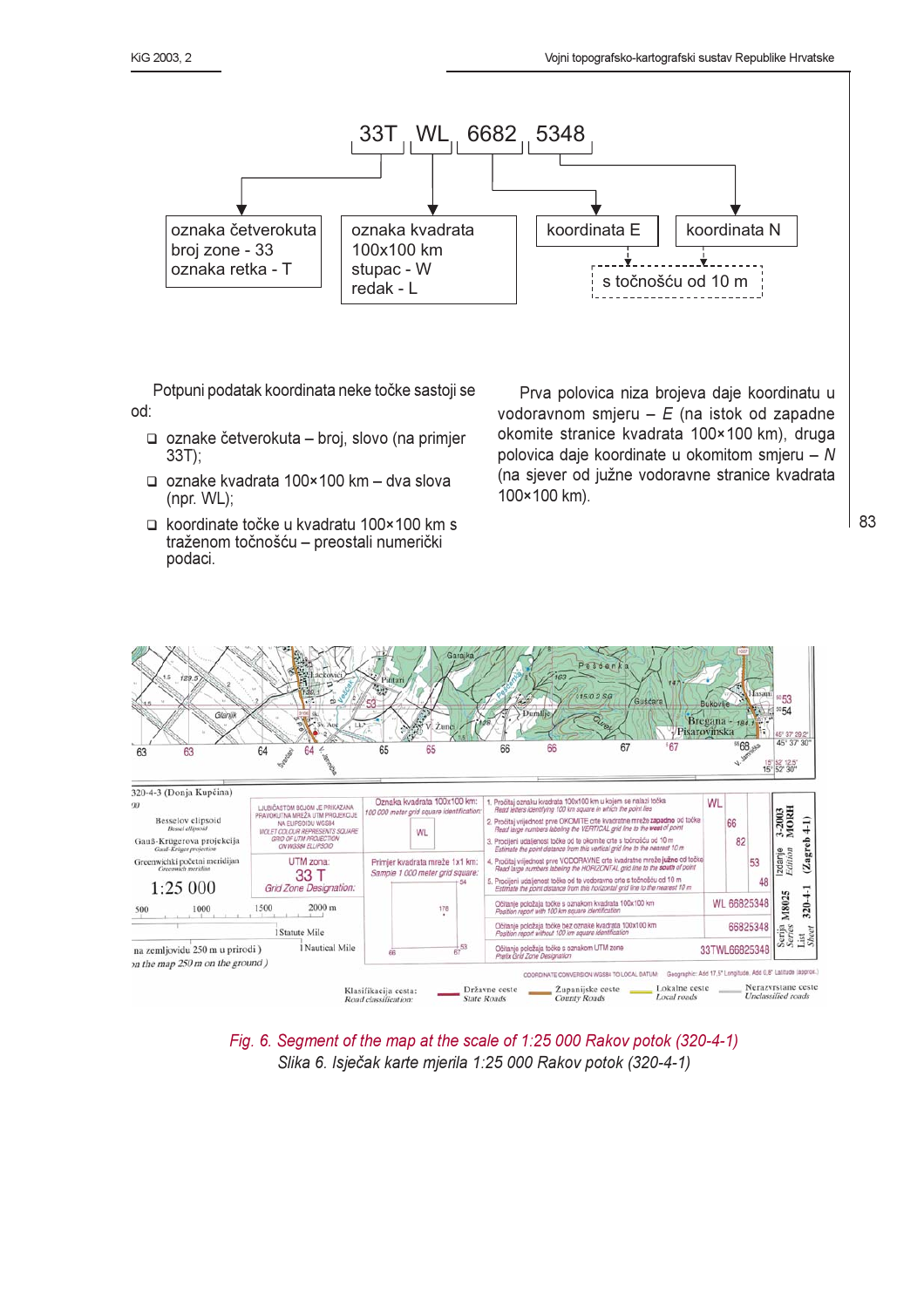33T WL 6682 5348

- 33T → oznaka četverokuta, broj zone - 33, oznaka retka - T
- WL → oznaka kvadrata 100x100 km, stupac - W, redak - L
- 6682 → koordinata E
- 5348 → koordinata N

s točnošću od 10 m

Potpuni podatak koordinata neke točke sastoji se od:

- oznake četverokuta – broj, slovo (na primjer 33T);
- oznake kvadrata 100×100 km – dva slova (npr. WL);
- koordinate točke u kvadratu 100×100 km s traženom točnošću – preostali numerički podaci.

Prva polovica niza brojeva daje koordinatu u vodoravnom smjeru – *E* (na istok od zapadne okomite stranice kvadrata 100×100 km), druga polovica daje koordinate u okomitom smjeru – *N* (na sjever od južne vodoravne stranice kvadrata 100×100 km).

*Fig. 6. Segment of the map at the scale of 1:25 000 Rakov potok (320-4-1)*

*Slika 6. Isječak karte mjerila 1:25 000 Rakov potok (320-4-1)*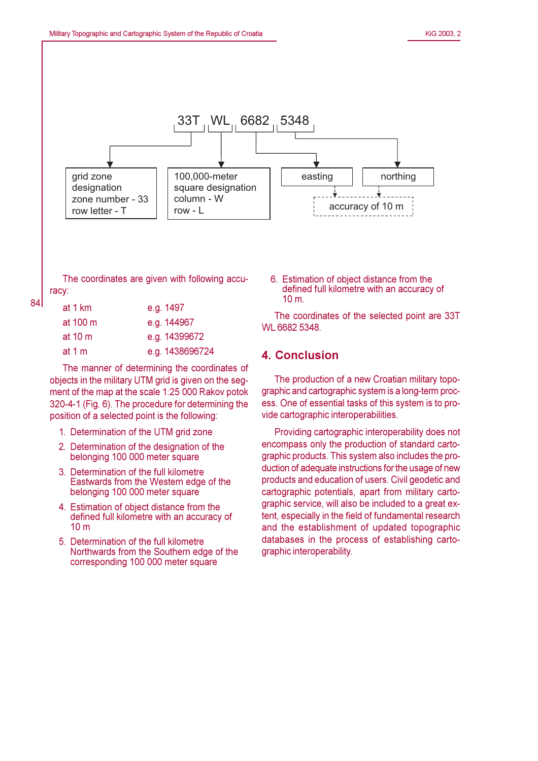33T WL 6682 5348

- 33T → grid zone designation: zone number - 33, row letter - T
- WL → 100,000-meter square designation: column - W, row - L
- 6682 → easting
- 5348 → northing
- easting, northing → accuracy of 10 m

The coordinates are given with following accuracy:

| | |
|---|---|
| at 1 km | e.g. 1497 |
| at 100 m | e.g. 144967 |
| at 10 m | e.g. 14399672 |
| at 1 m | e.g. 1438696724 |

The manner of determining the coordinates of objects in the military UTM grid is given on the segment of the map at the scale 1:25 000 Rakov potok 320-4-1 (Fig. 6). The procedure for determining the position of a selected point is the following:

1. Determination of the UTM grid zone
2. Determination of the designation of the belonging 100 000 meter square
3. Determination of the full kilometre Eastwards from the Western edge of the belonging 100 000 meter square
4. Estimation of object distance from the defined full kilometre with an accuracy of 10 m
5. Determination of the full kilometre Northwards from the Southern edge of the corresponding 100 000 meter square
6. Estimation of object distance from the defined full kilometre with an accuracy of 10 m.

The coordinates of the selected point are 33T WL 6682 5348.

## 4. Conclusion

The production of a new Croatian military topographic and cartographic system is a long-term process. One of essential tasks of this system is to provide cartographic interoperabilities.

Providing cartographic interoperability does not encompass only the production of standard cartographic products. This system also includes the production of adequate instructions for the usage of new products and education of users. Civil geodetic and cartographic potentials, apart from military cartographic service, will also be included to a great extent, especially in the field of fundamental research and the establishment of updated topographic databases in the process of establishing cartographic interoperability.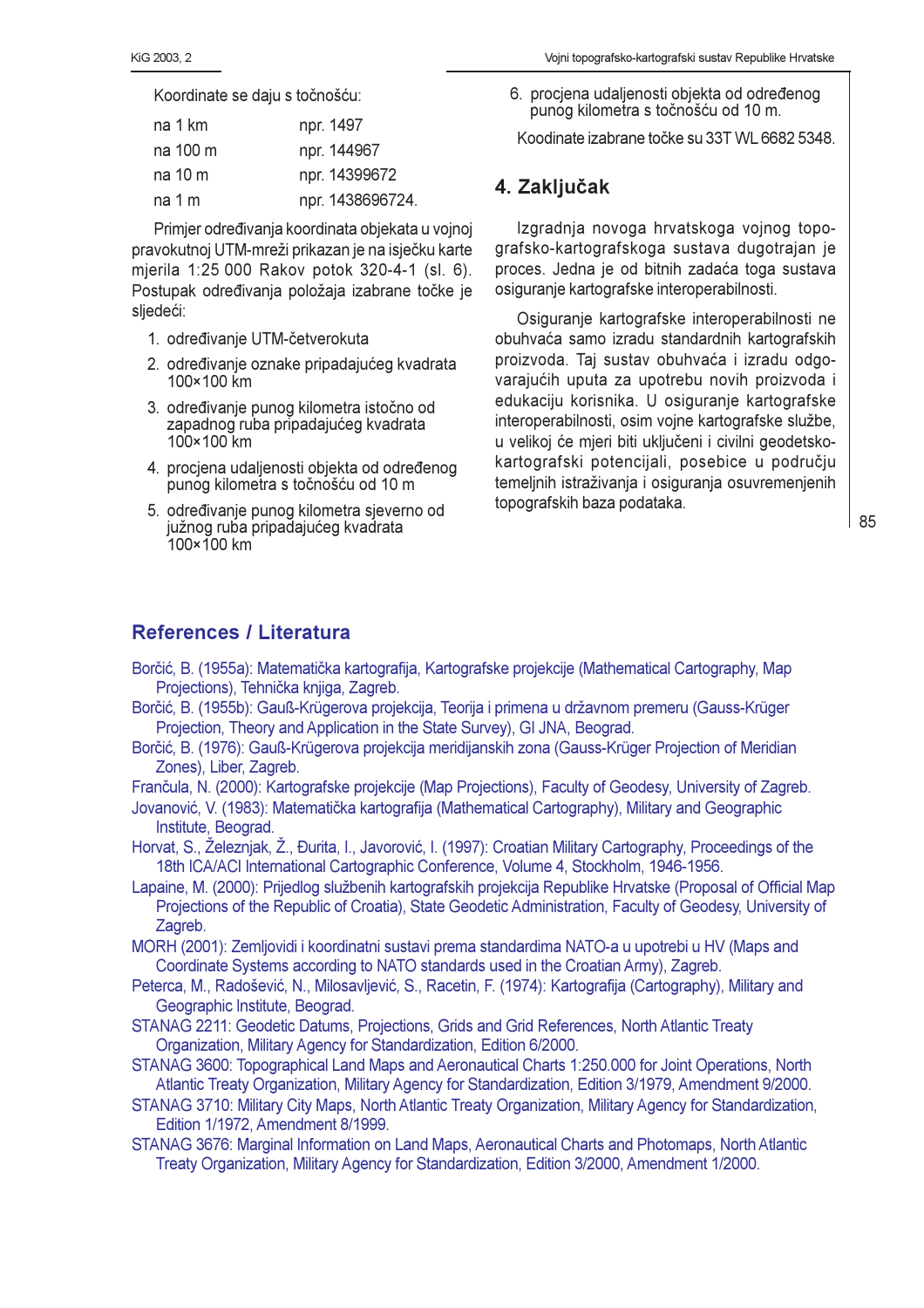Koordinate se daju s točnošću:

| | |
|---|---|
| na 1 km | npr. 1497 |
| na 100 m | npr. 144967 |
| na 10 m | npr. 14399672 |
| na 1 m | npr. 1438696724. |

Primjer određivanja koordinata objekata u vojnoj pravokutnoj UTM-mreži prikazan je na isječku karte mjerila 1:25 000 Rakov potok 320-4-1 (sl. 6). Postupak određivanja položaja izabrane točke je sljedeći:

1. određivanje UTM-četverokuta
2. određivanje oznake pripadajućeg kvadrata 100×100 km
3. određivanje punog kilometra istočno od zapadnog ruba pripadajućeg kvadrata 100×100 km
4. procjena udaljenosti objekta od određenog punog kilometra s točnošću od 10 m
5. određivanje punog kilometra sjeverno od južnog ruba pripadajućeg kvadrata 100×100 km
6. procjena udaljenosti objekta od određenog punog kilometra s točnošću od 10 m.

Koodinate izabrane točke su 33T WL 6682 5348.

## 4. Zaključak

Izgradnja novoga hrvatskoga vojnog topografsko-kartografskoga sustava dugotrajan je proces. Jedna je od bitnih zadaća toga sustava osiguranje kartografske interoperabilnosti.

Osiguranje kartografske interoperabilnosti ne obuhvaća samo izradu standardnih kartografskih proizvoda. Taj sustav obuhvaća i izradu odgovarajućih uputa za upotrebu novih proizvoda i edukaciju korisnika. U osiguranje kartografske interoperabilnosti, osim vojne kartografske službe, u velikoj će mjeri biti uključeni i civilni geodetsko-kartografski potencijali, posebice u području temeljnih istraživanja i osiguranja osuvremenjenih topografskih baza podataka.

## References / Literatura

Borčić, B. (1955a): Matematička kartografija, Kartografske projekcije (Mathematical Cartography, Map Projections), Tehnička knjiga, Zagreb.

Borčić, B. (1955b): Gauß-Krügerova projekcija, Teorija i primena u državnom premeru (Gauss-Krüger Projection, Theory and Application in the State Survey), GI JNA, Beograd.

Borčić, B. (1976): Gauß-Krügerova projekcija meridijanskih zona (Gauss-Krüger Projection of Meridian Zones), Liber, Zagreb.

Frančula, N. (2000): Kartografske projekcije (Map Projections), Faculty of Geodesy, University of Zagreb.

Jovanović, V. (1983): Matematička kartografija (Mathematical Cartography), Military and Geographic Institute, Beograd.

Horvat, S., Železnjak, Ž., Đurita, I., Javorović, I. (1997): Croatian Military Cartography, Proceedings of the 18th ICA/ACI International Cartographic Conference, Volume 4, Stockholm, 1946-1956.

Lapaine, M. (2000): Prijedlog službenih kartografskih projekcija Republike Hrvatske (Proposal of Official Map Projections of the Republic of Croatia), State Geodetic Administration, Faculty of Geodesy, University of Zagreb.

MORH (2001): Zemljovidi i koordinatni sustavi prema standardima NATO-a u upotrebi u HV (Maps and Coordinate Systems according to NATO standards used in the Croatian Army), Zagreb.

Peterca, M., Radošević, N., Milosavljević, S., Racetin, F. (1974): Kartografija (Cartography), Military and Geographic Institute, Beograd.

STANAG 2211: Geodetic Datums, Projections, Grids and Grid References, North Atlantic Treaty Organization, Military Agency for Standardization, Edition 6/2000.

STANAG 3600: Topographical Land Maps and Aeronautical Charts 1:250.000 for Joint Operations, North Atlantic Treaty Organization, Military Agency for Standardization, Edition 3/1979, Amendment 9/2000.

STANAG 3710: Military City Maps, North Atlantic Treaty Organization, Military Agency for Standardization, Edition 1/1972, Amendment 8/1999.

STANAG 3676: Marginal Information on Land Maps, Aeronautical Charts and Photomaps, North Atlantic Treaty Organization, Military Agency for Standardization, Edition 3/2000, Amendment 1/2000.